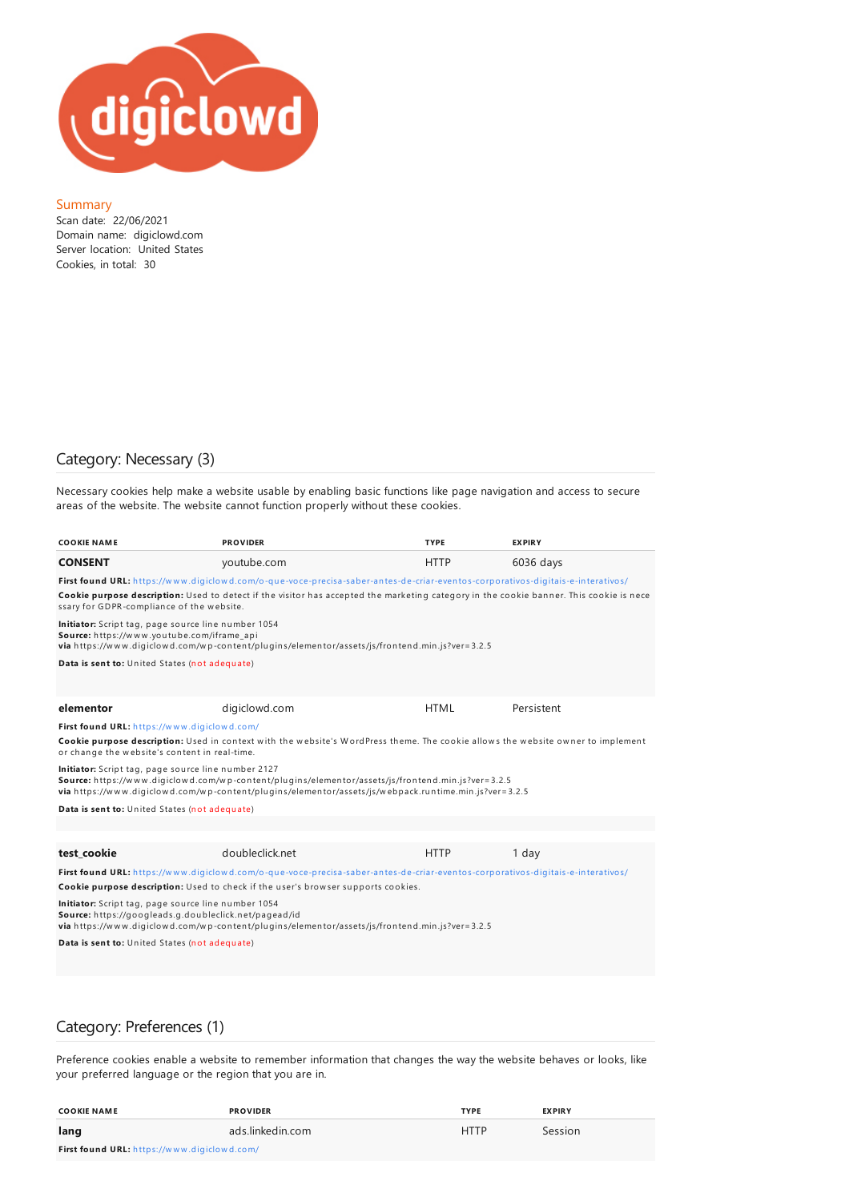## Summary

Scan date: 22/06/2021
Domain name: digiclowd.com
Server location: United States
Cookies, in total: 30

## Category: Necessary (3)

Necessary cookies help make a website usable by enabling basic functions like page navigation and access to secure areas of the website. The website cannot function properly without these cookies.

| COOKIE NAME | PROVIDER | TYPE | EXPIRY |
|---|---|---|---|
| **CONSENT** | youtube.com | HTTP | 6036 days |

**First found URL:** https://www.digiclowd.com/o-que-voce-precisa-saber-antes-de-criar-eventos-corporativos-digitais-e-interativos/

**Cookie purpose description:** Used to detect if the visitor has accepted the marketing category in the cookie banner. This cookie is necessary for GDPR-compliance of the website.

**Initiator:** Script tag, page source line number 1054
**Source:** https://www.youtube.com/iframe_api
**via** https://www.digiclowd.com/wp-content/plugins/elementor/assets/js/frontend.min.js?ver=3.2.5

**Data is sent to:** United States (not adequate)

| COOKIE NAME | PROVIDER | TYPE | EXPIRY |
|---|---|---|---|
| **elementor** | digiclowd.com | HTML | Persistent |

**First found URL:** https://www.digiclowd.com/

**Cookie purpose description:** Used in context with the website's WordPress theme. The cookie allows the website owner to implement or change the website's content in real-time.

**Initiator:** Script tag, page source line number 2127
**Source:** https://www.digiclowd.com/wp-content/plugins/elementor/assets/js/frontend.min.js?ver=3.2.5
**via** https://www.digiclowd.com/wp-content/plugins/elementor/assets/js/webpack.runtime.min.js?ver=3.2.5

**Data is sent to:** United States (not adequate)

| COOKIE NAME | PROVIDER | TYPE | EXPIRY |
|---|---|---|---|
| **test_cookie** | doubleclick.net | HTTP | 1 day |

**First found URL:** https://www.digiclowd.com/o-que-voce-precisa-saber-antes-de-criar-eventos-corporativos-digitais-e-interativos/

**Cookie purpose description:** Used to check if the user's browser supports cookies.

**Initiator:** Script tag, page source line number 1054
**Source:** https://googleads.g.doubleclick.net/pagead/id
**via** https://www.digiclowd.com/wp-content/plugins/elementor/assets/js/frontend.min.js?ver=3.2.5

**Data is sent to:** United States (not adequate)

## Category: Preferences (1)

Preference cookies enable a website to remember information that changes the way the website behaves or looks, like your preferred language or the region that you are in.

| COOKIE NAME | PROVIDER | TYPE | EXPIRY |
|---|---|---|---|
| **lang** | ads.linkedin.com | HTTP | Session |

**First found URL:** https://www.digiclowd.com/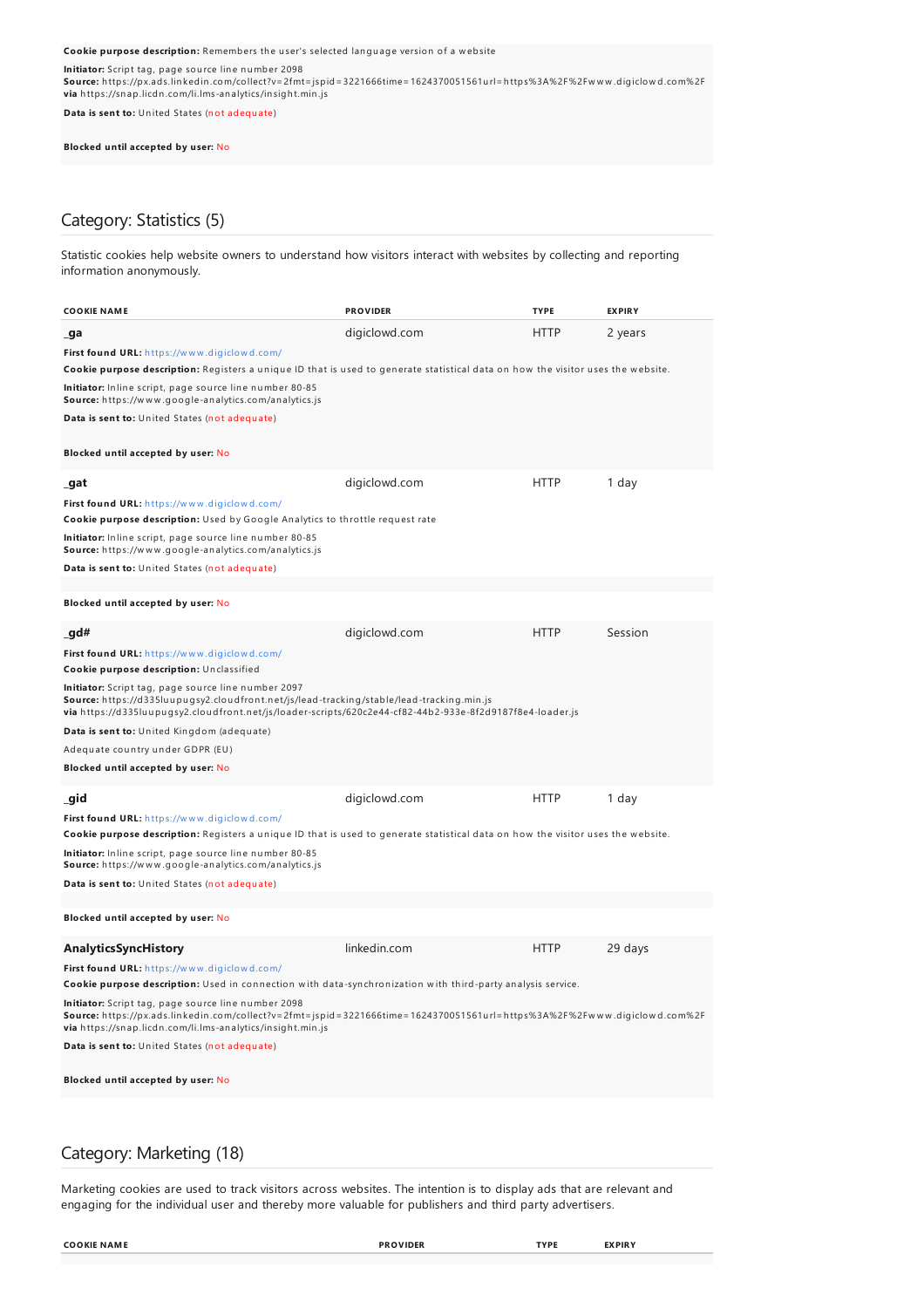**Cookie purpose description:** Remembers the user's selected language version of a website

**Initiator:** Script tag, page source line number 2098
**Source:** https://px.ads.linkedin.com/collect?v=2fmt=jspid=3221666time=1624370051561url=https%3A%2F%2Fwww.digiclowd.com%2F
**via** https://snap.licdn.com/li.lms-analytics/insight.min.js

**Data is sent to:** United States (not adequate)

**Blocked until accepted by user:** No

## Category: Statistics (5)

Statistic cookies help website owners to understand how visitors interact with websites by collecting and reporting information anonymously.

| COOKIE NAME | PROVIDER | TYPE | EXPIRY |
|---|---|---|---|
| **_ga** | digiclowd.com | HTTP | 2 years |

**First found URL:** https://www.digiclowd.com/
**Cookie purpose description:** Registers a unique ID that is used to generate statistical data on how the visitor uses the website.
**Initiator:** Inline script, page source line number 80-85
**Source:** https://www.google-analytics.com/analytics.js
**Data is sent to:** United States (not adequate)

**Blocked until accepted by user:** No

| COOKIE NAME | PROVIDER | TYPE | EXPIRY |
|---|---|---|---|
| **_gat** | digiclowd.com | HTTP | 1 day |

**First found URL:** https://www.digiclowd.com/
**Cookie purpose description:** Used by Google Analytics to throttle request rate
**Initiator:** Inline script, page source line number 80-85
**Source:** https://www.google-analytics.com/analytics.js
**Data is sent to:** United States (not adequate)

**Blocked until accepted by user:** No

| COOKIE NAME | PROVIDER | TYPE | EXPIRY |
|---|---|---|---|
| **_gd#** | digiclowd.com | HTTP | Session |

**First found URL:** https://www.digiclowd.com/
**Cookie purpose description:** Unclassified
**Initiator:** Script tag, page source line number 2097
**Source:** https://d335luupugsy2.cloudfront.net/js/lead-tracking/stable/lead-tracking.min.js
**via** https://d335luupugsy2.cloudfront.net/js/loader-scripts/620c2e44-cf82-44b2-933e-8f2d9187f8e4-loader.js
**Data is sent to:** United Kingdom (adequate)

Adequate country under GDPR (EU)

**Blocked until accepted by user:** No

| COOKIE NAME | PROVIDER | TYPE | EXPIRY |
|---|---|---|---|
| **_gid** | digiclowd.com | HTTP | 1 day |

**First found URL:** https://www.digiclowd.com/
**Cookie purpose description:** Registers a unique ID that is used to generate statistical data on how the visitor uses the website.
**Initiator:** Inline script, page source line number 80-85
**Source:** https://www.google-analytics.com/analytics.js
**Data is sent to:** United States (not adequate)

**Blocked until accepted by user:** No

| COOKIE NAME | PROVIDER | TYPE | EXPIRY |
|---|---|---|---|
| **AnalyticsSyncHistory** | linkedin.com | HTTP | 29 days |

**First found URL:** https://www.digiclowd.com/
**Cookie purpose description:** Used in connection with data-synchronization with third-party analysis service.
**Initiator:** Script tag, page source line number 2098
**Source:** https://px.ads.linkedin.com/collect?v=2fmt=jspid=3221666time=1624370051561url=https%3A%2F%2Fwww.digiclowd.com%2F
**via** https://snap.licdn.com/li.lms-analytics/insight.min.js
**Data is sent to:** United States (not adequate)

**Blocked until accepted by user:** No

## Category: Marketing (18)

Marketing cookies are used to track visitors across websites. The intention is to display ads that are relevant and engaging for the individual user and thereby more valuable for publishers and third party advertisers.

| COOKIE NAME | PROVIDER | TYPE | EXPIRY |
|---|---|---|---|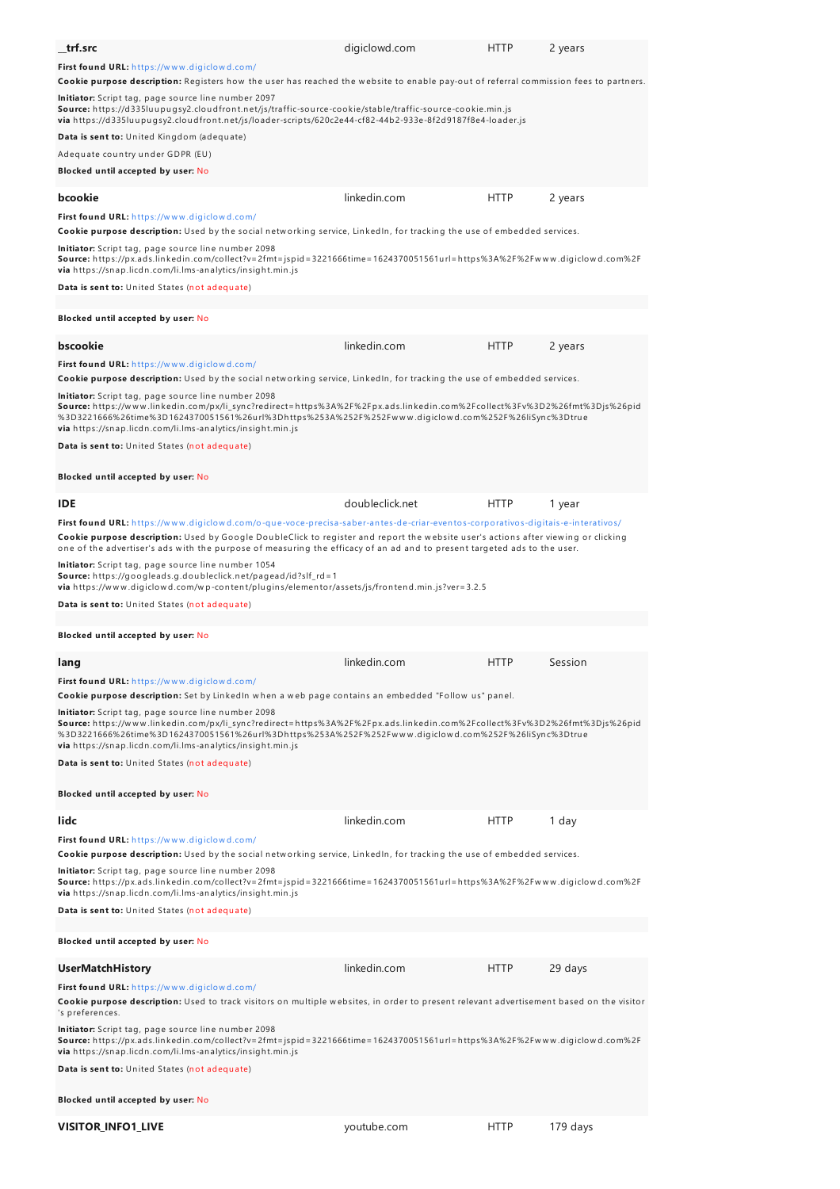**__trf.src** | digiclowd.com | HTTP | 2 years

**First found URL:** https://www.digiclowd.com/

**Cookie purpose description:** Registers how the user has reached the website to enable pay-out of referral commission fees to partners.

**Initiator:** Script tag, page source line number 2097
**Source:** https://d335luupugsy2.cloudfront.net/js/traffic-source-cookie/stable/traffic-source-cookie.min.js
**via** https://d335luupugsy2.cloudfront.net/js/loader-scripts/620c2e44-cf82-44b2-933e-8f2d9187f8e4-loader.js

**Data is sent to:** United Kingdom (adequate)

Adequate country under GDPR (EU)

**Blocked until accepted by user:** No

---

**bcookie** | linkedin.com | HTTP | 2 years

**First found URL:** https://www.digiclowd.com/

**Cookie purpose description:** Used by the social networking service, LinkedIn, for tracking the use of embedded services.

**Initiator:** Script tag, page source line number 2098
**Source:** https://px.ads.linkedin.com/collect?v=2fmt=jspid=3221666time=1624370051561url=https%3A%2F%2Fwww.digiclowd.com%2F
**via** https://snap.licdn.com/li.lms-analytics/insight.min.js

**Data is sent to:** United States (not adequate)

**Blocked until accepted by user:** No

---

**bscookie** | linkedin.com | HTTP | 2 years

**First found URL:** https://www.digiclowd.com/

**Cookie purpose description:** Used by the social networking service, LinkedIn, for tracking the use of embedded services.

**Initiator:** Script tag, page source line number 2098
**Source:** https://www.linkedin.com/px/li_sync?redirect=https%3A%2F%2Fpx.ads.linkedin.com%2Fcollect%3Fv%3D2%26fmt%3Djs%26pid%3D3221666%26time%3D1624370051561%26url%3Dhttps%253A%252F%252Fwww.digiclowd.com%252F%26liSync%3Dtrue
**via** https://snap.licdn.com/li.lms-analytics/insight.min.js

**Data is sent to:** United States (not adequate)

**Blocked until accepted by user:** No

---

**IDE** | doubleclick.net | HTTP | 1 year

**First found URL:** https://www.digiclowd.com/o-que-voce-precisa-saber-antes-de-criar-eventos-corporativos-digitais-e-interativos/

**Cookie purpose description:** Used by Google DoubleClick to register and report the website user's actions after viewing or clicking one of the advertiser's ads with the purpose of measuring the efficacy of an ad and to present targeted ads to the user.

**Initiator:** Script tag, page source line number 1054
**Source:** https://googleads.g.doubleclick.net/pagead/id?slf_rd=1
**via** https://www.digiclowd.com/wp-content/plugins/elementor/assets/js/frontend.min.js?ver=3.2.5

**Data is sent to:** United States (not adequate)

**Blocked until accepted by user:** No

---

**lang** | linkedin.com | HTTP | Session

**First found URL:** https://www.digiclowd.com/

**Cookie purpose description:** Set by LinkedIn when a web page contains an embedded "Follow us" panel.

**Initiator:** Script tag, page source line number 2098
**Source:** https://www.linkedin.com/px/li_sync?redirect=https%3A%2F%2Fpx.ads.linkedin.com%2Fcollect%3Fv%3D2%26fmt%3Djs%26pid%3D3221666%26time%3D1624370051561%26url%3Dhttps%253A%252F%252Fwww.digiclowd.com%252F%26liSync%3Dtrue
**via** https://snap.licdn.com/li.lms-analytics/insight.min.js

**Data is sent to:** United States (not adequate)

**Blocked until accepted by user:** No

---

**lidc** | linkedin.com | HTTP | 1 day

**First found URL:** https://www.digiclowd.com/

**Cookie purpose description:** Used by the social networking service, LinkedIn, for tracking the use of embedded services.

**Initiator:** Script tag, page source line number 2098
**Source:** https://px.ads.linkedin.com/collect?v=2fmt=jspid=3221666time=1624370051561url=https%3A%2F%2Fwww.digiclowd.com%2F
**via** https://snap.licdn.com/li.lms-analytics/insight.min.js

**Data is sent to:** United States (not adequate)

**Blocked until accepted by user:** No

---

**UserMatchHistory** | linkedin.com | HTTP | 29 days

**First found URL:** https://www.digiclowd.com/

**Cookie purpose description:** Used to track visitors on multiple websites, in order to present relevant advertisement based on the visitor's preferences.

**Initiator:** Script tag, page source line number 2098
**Source:** https://px.ads.linkedin.com/collect?v=2fmt=jspid=3221666time=1624370051561url=https%3A%2F%2Fwww.digiclowd.com%2F
**via** https://snap.licdn.com/li.lms-analytics/insight.min.js

**Data is sent to:** United States (not adequate)

**Blocked until accepted by user:** No

---

**VISITOR_INFO1_LIVE** | youtube.com | HTTP | 179 days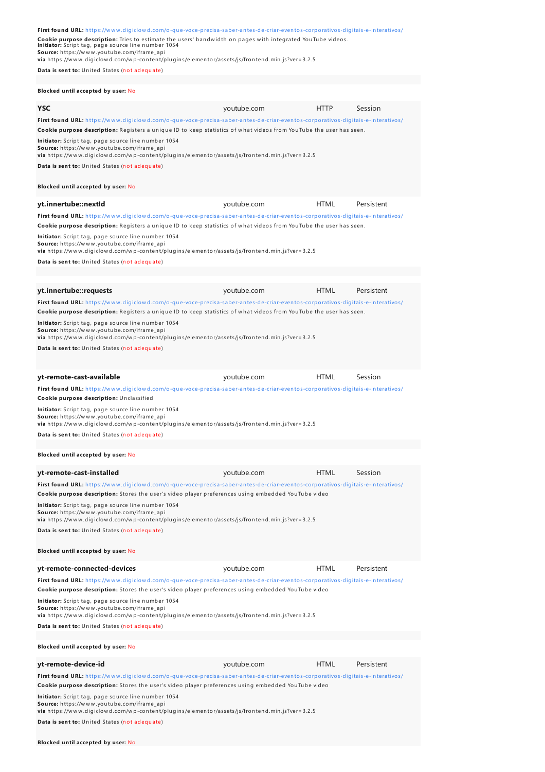**First found URL:** https://www.digiclowd.com/o-que-voce-precisa-saber-antes-de-criar-eventos-corporativos-digitais-e-interativos/

**Cookie purpose description:** Tries to estimate the users' bandwidth on pages with integrated YouTube videos.
**Initiator:** Script tag, page source line number 1054
**Source:** https://www.youtube.com/iframe_api
**via** https://www.digiclowd.com/wp-content/plugins/elementor/assets/js/frontend.min.js?ver=3.2.5

**Data is sent to:** United States (not adequate)

**Blocked until accepted by user:** No

**YSC** | youtube.com | HTTP | Session

**First found URL:** https://www.digiclowd.com/o-que-voce-precisa-saber-antes-de-criar-eventos-corporativos-digitais-e-interativos/

**Cookie purpose description:** Registers a unique ID to keep statistics of what videos from YouTube the user has seen.

**Initiator:** Script tag, page source line number 1054
**Source:** https://www.youtube.com/iframe_api
**via** https://www.digiclowd.com/wp-content/plugins/elementor/assets/js/frontend.min.js?ver=3.2.5

**Data is sent to:** United States (not adequate)

**Blocked until accepted by user:** No

**yt.innertube::nextId** | youtube.com | HTML | Persistent

**First found URL:** https://www.digiclowd.com/o-que-voce-precisa-saber-antes-de-criar-eventos-corporativos-digitais-e-interativos/

**Cookie purpose description:** Registers a unique ID to keep statistics of what videos from YouTube the user has seen.

**Initiator:** Script tag, page source line number 1054
**Source:** https://www.youtube.com/iframe_api
**via** https://www.digiclowd.com/wp-content/plugins/elementor/assets/js/frontend.min.js?ver=3.2.5

**Data is sent to:** United States (not adequate)

**yt.innertube::requests** | youtube.com | HTML | Persistent

**First found URL:** https://www.digiclowd.com/o-que-voce-precisa-saber-antes-de-criar-eventos-corporativos-digitais-e-interativos/

**Cookie purpose description:** Registers a unique ID to keep statistics of what videos from YouTube the user has seen.

**Initiator:** Script tag, page source line number 1054
**Source:** https://www.youtube.com/iframe_api
**via** https://www.digiclowd.com/wp-content/plugins/elementor/assets/js/frontend.min.js?ver=3.2.5

**Data is sent to:** United States (not adequate)

**yt-remote-cast-available** | youtube.com | HTML | Session

**First found URL:** https://www.digiclowd.com/o-que-voce-precisa-saber-antes-de-criar-eventos-corporativos-digitais-e-interativos/

**Cookie purpose description:** Unclassified

**Initiator:** Script tag, page source line number 1054
**Source:** https://www.youtube.com/iframe_api
**via** https://www.digiclowd.com/wp-content/plugins/elementor/assets/js/frontend.min.js?ver=3.2.5

**Data is sent to:** United States (not adequate)

**Blocked until accepted by user:** No

**yt-remote-cast-installed** | youtube.com | HTML | Session

**First found URL:** https://www.digiclowd.com/o-que-voce-precisa-saber-antes-de-criar-eventos-corporativos-digitais-e-interativos/

**Cookie purpose description:** Stores the user's video player preferences using embedded YouTube video

**Initiator:** Script tag, page source line number 1054
**Source:** https://www.youtube.com/iframe_api
**via** https://www.digiclowd.com/wp-content/plugins/elementor/assets/js/frontend.min.js?ver=3.2.5

**Data is sent to:** United States (not adequate)

**Blocked until accepted by user:** No

**yt-remote-connected-devices** | youtube.com | HTML | Persistent

**First found URL:** https://www.digiclowd.com/o-que-voce-precisa-saber-antes-de-criar-eventos-corporativos-digitais-e-interativos/

**Cookie purpose description:** Stores the user's video player preferences using embedded YouTube video

**Initiator:** Script tag, page source line number 1054
**Source:** https://www.youtube.com/iframe_api
**via** https://www.digiclowd.com/wp-content/plugins/elementor/assets/js/frontend.min.js?ver=3.2.5

**Data is sent to:** United States (not adequate)

**Blocked until accepted by user:** No

**yt-remote-device-id** | youtube.com | HTML | Persistent

**First found URL:** https://www.digiclowd.com/o-que-voce-precisa-saber-antes-de-criar-eventos-corporativos-digitais-e-interativos/

**Cookie purpose description:** Stores the user's video player preferences using embedded YouTube video

**Initiator:** Script tag, page source line number 1054
**Source:** https://www.youtube.com/iframe_api
**via** https://www.digiclowd.com/wp-content/plugins/elementor/assets/js/frontend.min.js?ver=3.2.5

**Data is sent to:** United States (not adequate)

**Blocked until accepted by user:** No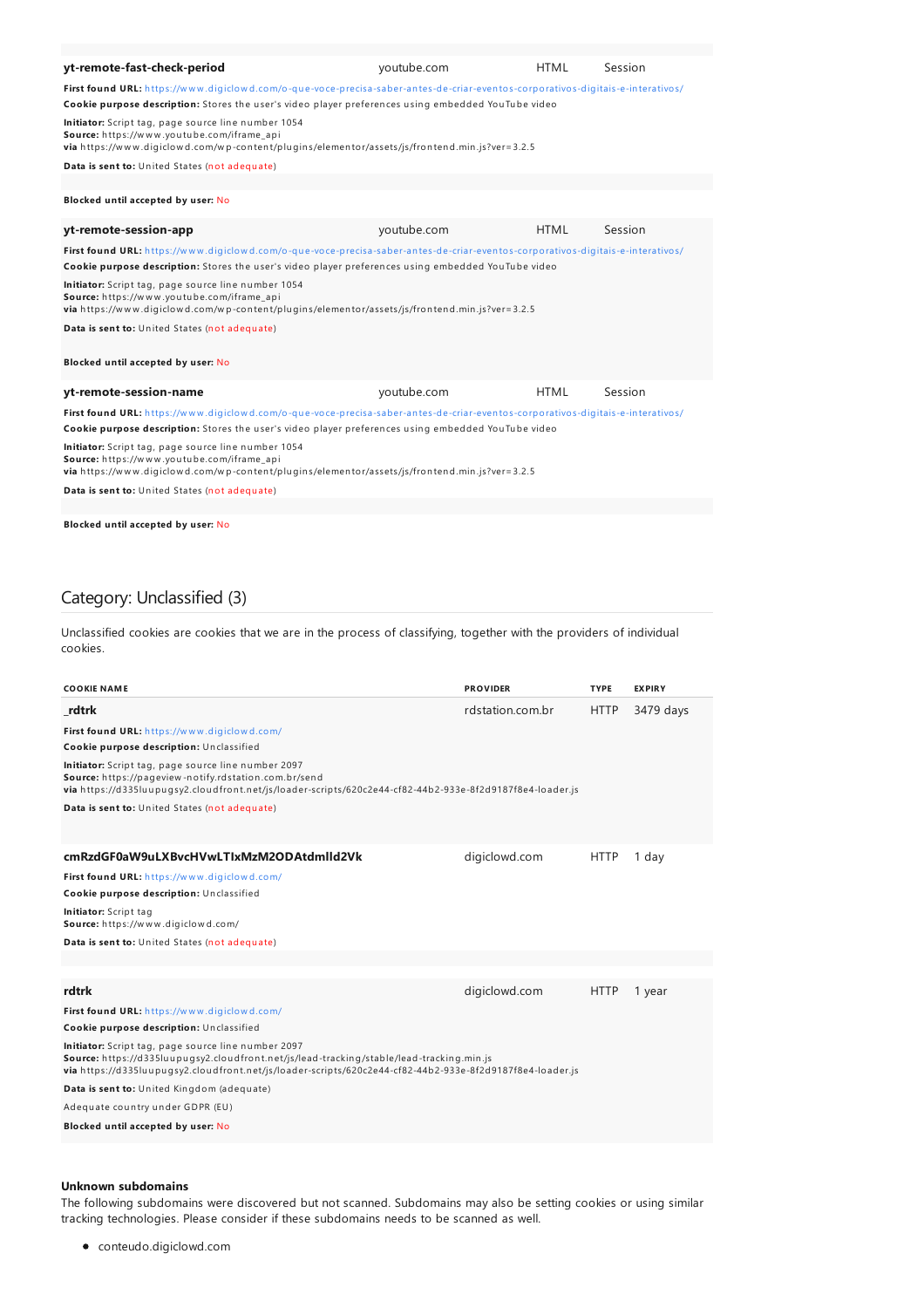**yt-remote-fast-check-period** youtube.com HTML Session

**First found URL:** https://www.digiclowd.com/o-que-voce-precisa-saber-antes-de-criar-eventos-corporativos-digitais-e-interativos/

**Cookie purpose description:** Stores the user's video player preferences using embedded YouTube video

**Initiator:** Script tag, page source line number 1054
**Source:** https://www.youtube.com/iframe_api
**via** https://www.digiclowd.com/wp-content/plugins/elementor/assets/js/frontend.min.js?ver=3.2.5

**Data is sent to:** United States (not adequate)

**Blocked until accepted by user:** No

**yt-remote-session-app** youtube.com HTML Session

**First found URL:** https://www.digiclowd.com/o-que-voce-precisa-saber-antes-de-criar-eventos-corporativos-digitais-e-interativos/

**Cookie purpose description:** Stores the user's video player preferences using embedded YouTube video

**Initiator:** Script tag, page source line number 1054
**Source:** https://www.youtube.com/iframe_api
**via** https://www.digiclowd.com/wp-content/plugins/elementor/assets/js/frontend.min.js?ver=3.2.5

**Data is sent to:** United States (not adequate)

**Blocked until accepted by user:** No

**yt-remote-session-name** youtube.com HTML Session

**First found URL:** https://www.digiclowd.com/o-que-voce-precisa-saber-antes-de-criar-eventos-corporativos-digitais-e-interativos/

**Cookie purpose description:** Stores the user's video player preferences using embedded YouTube video

**Initiator:** Script tag, page source line number 1054
**Source:** https://www.youtube.com/iframe_api
**via** https://www.digiclowd.com/wp-content/plugins/elementor/assets/js/frontend.min.js?ver=3.2.5

**Data is sent to:** United States (not adequate)

**Blocked until accepted by user:** No

## Category: Unclassified (3)

Unclassified cookies are cookies that we are in the process of classifying, together with the providers of individual cookies.

| COOKIE NAME | PROVIDER | TYPE | EXPIRY |
|---|---|---|---|
| **_rdtrk** | rdstation.com.br | HTTP | 3479 days |

**First found URL:** https://www.digiclowd.com/

**Cookie purpose description:** Unclassified

**Initiator:** Script tag, page source line number 2097
**Source:** https://pageview-notify.rdstation.com.br/send
**via** https://d335luupugsy2.cloudfront.net/js/loader-scripts/620c2e44-cf82-44b2-933e-8f2d9187f8e4-loader.js

**Data is sent to:** United States (not adequate)

| COOKIE NAME | PROVIDER | TYPE | EXPIRY |
|---|---|---|---|
| **cmRzdGF0aW9uLXBvcHVwLTIxMzM2ODAtdmlld2Vk** | digiclowd.com | HTTP | 1 day |

**First found URL:** https://www.digiclowd.com/

**Cookie purpose description:** Unclassified

**Initiator:** Script tag
**Source:** https://www.digiclowd.com/

**Data is sent to:** United States (not adequate)

| COOKIE NAME | PROVIDER | TYPE | EXPIRY |
|---|---|---|---|
| **rdtrk** | digiclowd.com | HTTP | 1 year |

**First found URL:** https://www.digiclowd.com/

**Cookie purpose description:** Unclassified

**Initiator:** Script tag, page source line number 2097
**Source:** https://d335luupugsy2.cloudfront.net/js/lead-tracking/stable/lead-tracking.min.js
**via** https://d335luupugsy2.cloudfront.net/js/loader-scripts/620c2e44-cf82-44b2-933e-8f2d9187f8e4-loader.js

**Data is sent to:** United Kingdom (adequate)

Adequate country under GDPR (EU)

**Blocked until accepted by user:** No

### Unknown subdomains

The following subdomains were discovered but not scanned. Subdomains may also be setting cookies or using similar tracking technologies. Please consider if these subdomains needs to be scanned as well.

- conteudo.digiclowd.com